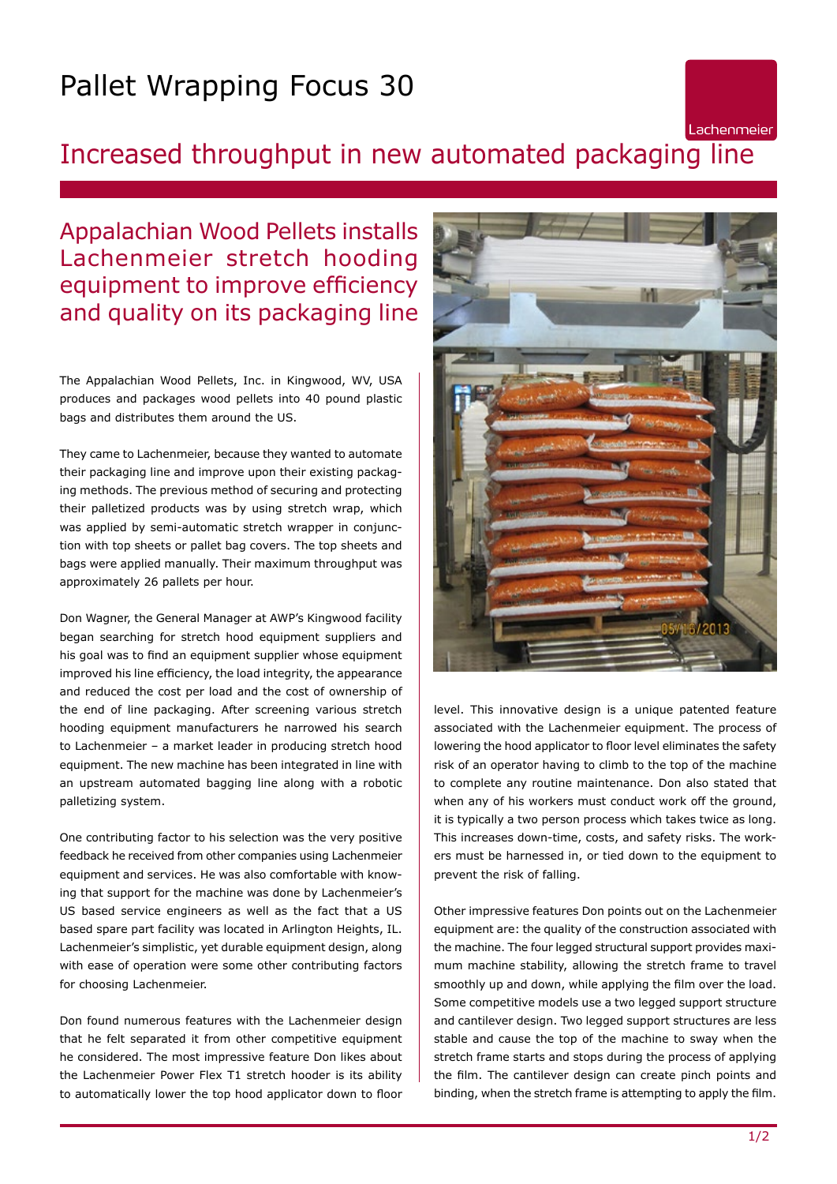# Pallet Wrapping Focus 30

## Increased throughput in new automated packaging line

### Appalachian Wood Pellets installs Lachenmeier stretch hooding equipment to improve efficiency and quality on its packaging line

The Appalachian Wood Pellets, Inc. in Kingwood, WV, USA produces and packages wood pellets into 40 pound plastic bags and distributes them around the US.

They came to Lachenmeier, because they wanted to automate their packaging line and improve upon their existing packaging methods. The previous method of securing and protecting their palletized products was by using stretch wrap, which was applied by semi-automatic stretch wrapper in conjunction with top sheets or pallet bag covers. The top sheets and bags were applied manually. Their maximum throughput was approximately 26 pallets per hour.

Don Wagner, the General Manager at AWP's Kingwood facility began searching for stretch hood equipment suppliers and his goal was to find an equipment supplier whose equipment improved his line efficiency, the load integrity, the appearance and reduced the cost per load and the cost of ownership of the end of line packaging. After screening various stretch hooding equipment manufacturers he narrowed his search to Lachenmeier – a market leader in producing stretch hood equipment. The new machine has been integrated in line with an upstream automated bagging line along with a robotic palletizing system.

One contributing factor to his selection was the very positive feedback he received from other companies using Lachenmeier equipment and services. He was also comfortable with knowing that support for the machine was done by Lachenmeier's US based service engineers as well as the fact that a US based spare part facility was located in Arlington Heights, IL. Lachenmeier's simplistic, yet durable equipment design, along with ease of operation were some other contributing factors for choosing Lachenmeier.

Don found numerous features with the Lachenmeier design that he felt separated it from other competitive equipment he considered. The most impressive feature Don likes about the Lachenmeier Power Flex T1 stretch hooder is its ability to automatically lower the top hood applicator down to floor level. This innovative design is a unique patented feature associated with the Lachenmeier equipment. The process of lowering the hood applicator to floor level eliminates the safety risk of an operator having to climb to the top of the machine to complete any routine maintenance. Don also stated that when any of his workers must conduct work off the ground, it is typically a two person process which takes twice as long. This increases down-time, costs, and safety risks. The workers must be harnessed in, or tied down to the equipment to prevent the risk of falling.

Other impressive features Don points out on the Lachenmeier equipment are: the quality of the construction associated with the machine. The four legged structural support provides maximum machine stability, allowing the stretch frame to travel smoothly up and down, while applying the film over the load. Some competitive models use a two legged support structure and cantilever design. Two legged support structures are less stable and cause the top of the machine to sway when the stretch frame starts and stops during the process of applying the film. The cantilever design can create pinch points and binding, when the stretch frame is attempting to apply the film.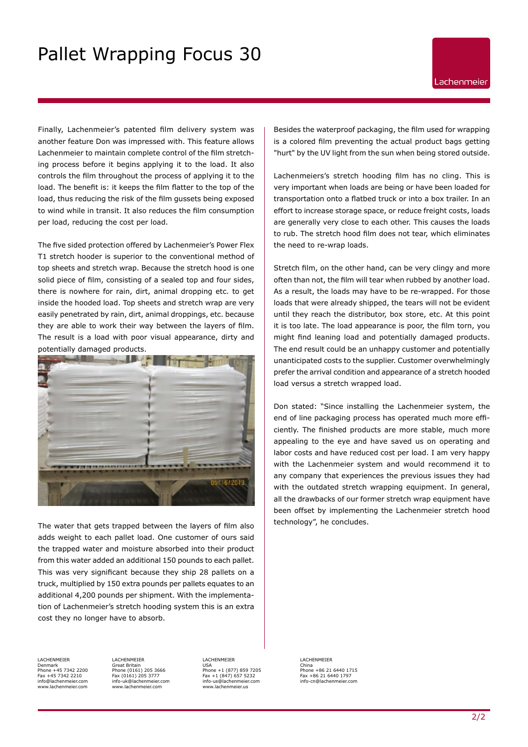# Pallet Wrapping Focus 30

Finally, Lachenmeier's patented film delivery system was another feature Don was impressed with. This feature allows Lachenmeier to maintain complete control of the film stretching process before it begins applying it to the load. It also controls the film throughout the process of applying it to the load. The benefit is: it keeps the film flatter to the top of the load, thus reducing the risk of the film gussets being exposed to wind while in transit. It also reduces the film consumption per load, reducing the cost per load.

The five sided protection offered by Lachenmeier's Power Flex T1 stretch hooder is superior to the conventional method of top sheets and stretch wrap. Because the stretch hood is one solid piece of film, consisting of a sealed top and four sides, there is nowhere for rain, dirt, animal dropping etc. to get inside the hooded load. Top sheets and stretch wrap are very easily penetrated by rain, dirt, animal droppings, etc. because they are able to work their way between the layers of film. The result is a load with poor visual appearance, dirty and potentially damaged products.

The water that gets trapped between the layers of film also adds weight to each pallet load. One customer of ours said the trapped water and moisture absorbed into their product from this water added an additional 150 pounds to each pallet. This was very significant because they ship 28 pallets on a truck, multiplied by 150 extra pounds per pallets equates to an additional 4,200 pounds per shipment. With the implementation of Lachenmeier's stretch hooding system this is an extra cost they no longer have to absorb.

Besides the waterproof packaging, the film used for wrapping is a colored film preventing the actual product bags getting "hurt" by the UV light from the sun when being stored outside.

Lachenmeiers's stretch hooding film has no cling. This is very important when loads are being or have been loaded for transportation onto a flatbed truck or into a box trailer. In an effort to increase storage space, or reduce freight costs, loads are generally very close to each other. This causes the loads to rub. The stretch hood film does not tear, which eliminates the need to re-wrap loads.

Stretch film, on the other hand, can be very clingy and more often than not, the film will tear when rubbed by another load. As a result, the loads may have to be re-wrapped. For those loads that were already shipped, the tears will not be evident until they reach the distributor, box store, etc. At this point it is too late. The load appearance is poor, the film torn, you might find leaning load and potentially damaged products. The end result could be an unhappy customer and potentially unanticipated costs to the supplier. Customer overwhelmingly prefer the arrival condition and appearance of a stretch hooded load versus a stretch wrapped load.

Don stated: "Since installing the Lachenmeier system, the end of line packaging process has operated much more efficiently. The finished products are more stable, much more appealing to the eye and have saved us on operating and labor costs and have reduced cost per load. I am very happy with the Lachenmeier system and would recommend it to any company that experiences the previous issues they had with the outdated stretch wrapping equipment. In general, all the drawbacks of our former stretch wrap equipment have been offset by implementing the Lachenmeier stretch hood technology", he concludes.

LACHENMEIER
Denmark
Phone +45 7342 2200
Fax +45 7342 2210
info@lachenmeier.com
www.lachenmeier.com

LACHENMEIER
Great Britain
Phone (0161) 205 3666
Fax (0161) 205 3777
info-uk@lachenmeier.com
www.lachenmeier.com

LACHENMEIER
USA
Phone +1 (877) 859 7205
Fax +1 (847) 657 5232
info-us@lachenmeier.com
www.lachenmeier.us

LACHENMEIER
China
Phone +86 21 6440 1715
Fax +86 21 6440 1797
info-cn@lachenmeier.com